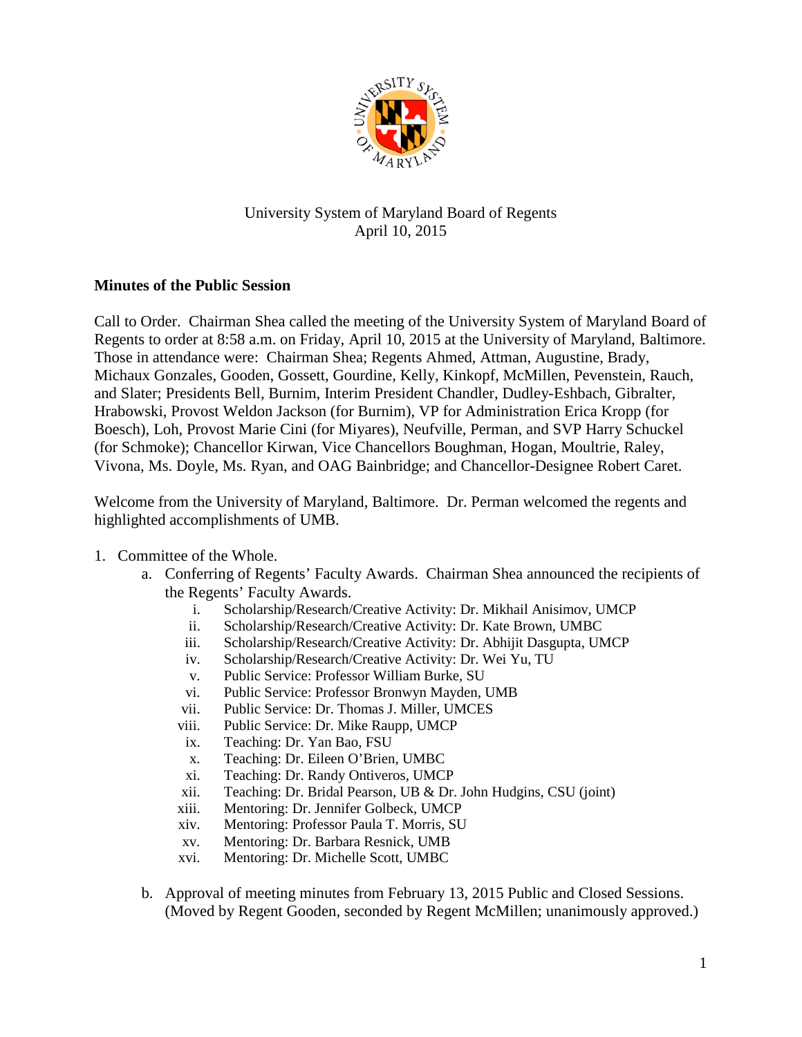University System of Maryland Board of Regents
April 10, 2015

**Minutes of the Public Session**

Call to Order. Chairman Shea called the meeting of the University System of Maryland Board of Regents to order at 8:58 a.m. on Friday, April 10, 2015 at the University of Maryland, Baltimore. Those in attendance were: Chairman Shea; Regents Ahmed, Attman, Augustine, Brady, Michaux Gonzales, Gooden, Gossett, Gourdine, Kelly, Kinkopf, McMillen, Pevenstein, Rauch, and Slater; Presidents Bell, Burnim, Interim President Chandler, Dudley-Eshbach, Gibralter, Hrabowski, Provost Weldon Jackson (for Burnim), VP for Administration Erica Kropp (for Boesch), Loh, Provost Marie Cini (for Miyares), Neufville, Perman, and SVP Harry Schuckel (for Schmoke); Chancellor Kirwan, Vice Chancellors Boughman, Hogan, Moultrie, Raley, Vivona, Ms. Doyle, Ms. Ryan, and OAG Bainbridge; and Chancellor-Designee Robert Caret.

Welcome from the University of Maryland, Baltimore. Dr. Perman welcomed the regents and highlighted accomplishments of UMB.

1. Committee of the Whole.
    a. Conferring of Regents' Faculty Awards. Chairman Shea announced the recipients of the Regents' Faculty Awards.
        i. Scholarship/Research/Creative Activity: Dr. Mikhail Anisimov, UMCP
        ii. Scholarship/Research/Creative Activity: Dr. Kate Brown, UMBC
        iii. Scholarship/Research/Creative Activity: Dr. Abhijit Dasgupta, UMCP
        iv. Scholarship/Research/Creative Activity: Dr. Wei Yu, TU
        v. Public Service: Professor William Burke, SU
        vi. Public Service: Professor Bronwyn Mayden, UMB
        vii. Public Service: Dr. Thomas J. Miller, UMCES
        viii. Public Service: Dr. Mike Raupp, UMCP
        ix. Teaching: Dr. Yan Bao, FSU
        x. Teaching: Dr. Eileen O'Brien, UMBC
        xi. Teaching: Dr. Randy Ontiveros, UMCP
        xii. Teaching: Dr. Bridal Pearson, UB & Dr. John Hudgins, CSU (joint)
        xiii. Mentoring: Dr. Jennifer Golbeck, UMCP
        xiv. Mentoring: Professor Paula T. Morris, SU
        xv. Mentoring: Dr. Barbara Resnick, UMB
        xvi. Mentoring: Dr. Michelle Scott, UMBC
    b. Approval of meeting minutes from February 13, 2015 Public and Closed Sessions. (Moved by Regent Gooden, seconded by Regent McMillen; unanimously approved.)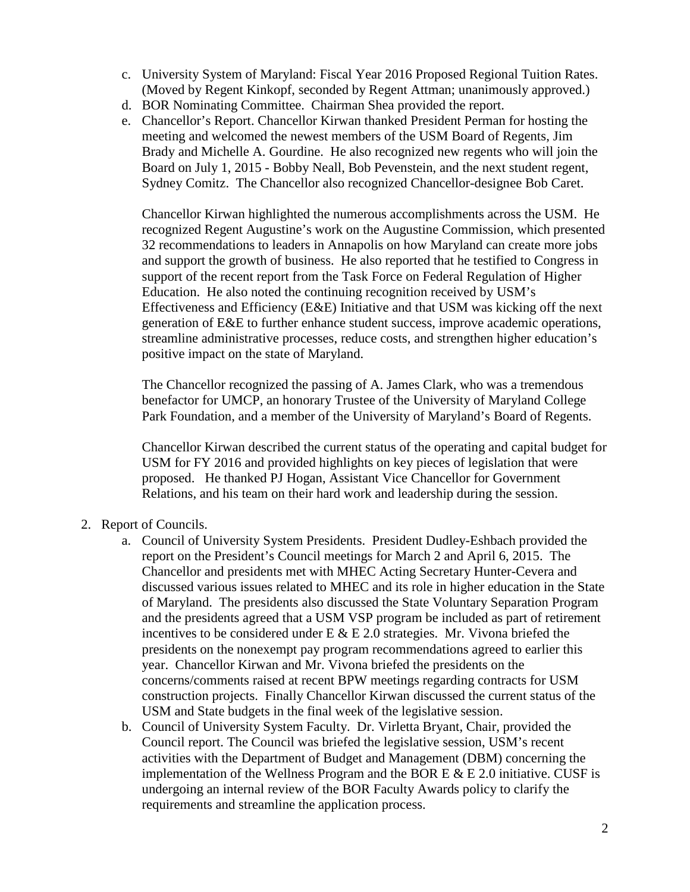c. University System of Maryland: Fiscal Year 2016 Proposed Regional Tuition Rates. (Moved by Regent Kinkopf, seconded by Regent Attman; unanimously approved.)

d. BOR Nominating Committee. Chairman Shea provided the report.

e. Chancellor's Report. Chancellor Kirwan thanked President Perman for hosting the meeting and welcomed the newest members of the USM Board of Regents, Jim Brady and Michelle A. Gourdine. He also recognized new regents who will join the Board on July 1, 2015 - Bobby Neall, Bob Pevenstein, and the next student regent, Sydney Comitz. The Chancellor also recognized Chancellor-designee Bob Caret.

   Chancellor Kirwan highlighted the numerous accomplishments across the USM. He recognized Regent Augustine's work on the Augustine Commission, which presented 32 recommendations to leaders in Annapolis on how Maryland can create more jobs and support the growth of business. He also reported that he testified to Congress in support of the recent report from the Task Force on Federal Regulation of Higher Education. He also noted the continuing recognition received by USM's Effectiveness and Efficiency (E&E) Initiative and that USM was kicking off the next generation of E&E to further enhance student success, improve academic operations, streamline administrative processes, reduce costs, and strengthen higher education's positive impact on the state of Maryland.

   The Chancellor recognized the passing of A. James Clark, who was a tremendous benefactor for UMCP, an honorary Trustee of the University of Maryland College Park Foundation, and a member of the University of Maryland's Board of Regents.

   Chancellor Kirwan described the current status of the operating and capital budget for USM for FY 2016 and provided highlights on key pieces of legislation that were proposed. He thanked PJ Hogan, Assistant Vice Chancellor for Government Relations, and his team on their hard work and leadership during the session.

2. Report of Councils.

   a. Council of University System Presidents. President Dudley-Eshbach provided the report on the President's Council meetings for March 2 and April 6, 2015. The Chancellor and presidents met with MHEC Acting Secretary Hunter-Cevera and discussed various issues related to MHEC and its role in higher education in the State of Maryland. The presidents also discussed the State Voluntary Separation Program and the presidents agreed that a USM VSP program be included as part of retirement incentives to be considered under E & E 2.0 strategies. Mr. Vivona briefed the presidents on the nonexempt pay program recommendations agreed to earlier this year. Chancellor Kirwan and Mr. Vivona briefed the presidents on the concerns/comments raised at recent BPW meetings regarding contracts for USM construction projects. Finally Chancellor Kirwan discussed the current status of the USM and State budgets in the final week of the legislative session.

   b. Council of University System Faculty. Dr. Virletta Bryant, Chair, provided the Council report. The Council was briefed the legislative session, USM's recent activities with the Department of Budget and Management (DBM) concerning the implementation of the Wellness Program and the BOR E & E 2.0 initiative. CUSF is undergoing an internal review of the BOR Faculty Awards policy to clarify the requirements and streamline the application process.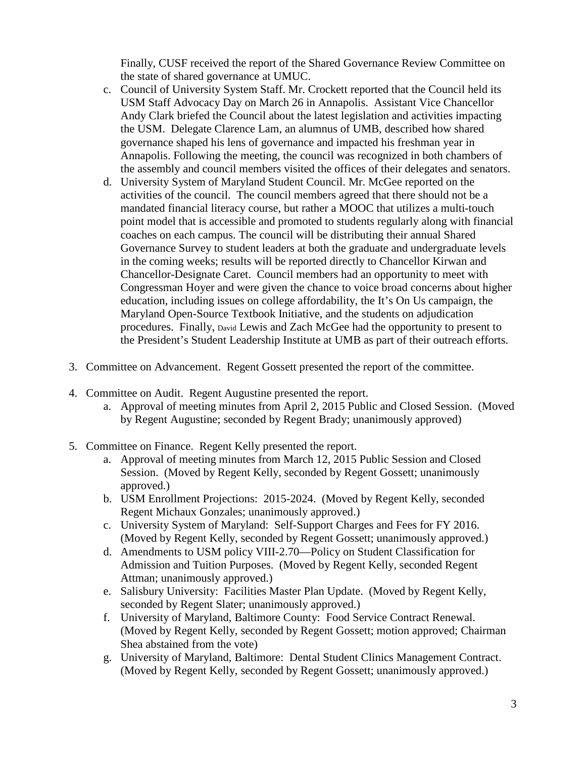Finally, CUSF received the report of the Shared Governance Review Committee on the state of shared governance at UMUC.

c. Council of University System Staff. Mr. Crockett reported that the Council held its USM Staff Advocacy Day on March 26 in Annapolis. Assistant Vice Chancellor Andy Clark briefed the Council about the latest legislation and activities impacting the USM. Delegate Clarence Lam, an alumnus of UMB, described how shared governance shaped his lens of governance and impacted his freshman year in Annapolis. Following the meeting, the council was recognized in both chambers of the assembly and council members visited the offices of their delegates and senators.

d. University System of Maryland Student Council. Mr. McGee reported on the activities of the council. The council members agreed that there should not be a mandated financial literacy course, but rather a MOOC that utilizes a multi-touch point model that is accessible and promoted to students regularly along with financial coaches on each campus. The council will be distributing their annual Shared Governance Survey to student leaders at both the graduate and undergraduate levels in the coming weeks; results will be reported directly to Chancellor Kirwan and Chancellor-Designate Caret. Council members had an opportunity to meet with Congressman Hoyer and were given the chance to voice broad concerns about higher education, including issues on college affordability, the It's On Us campaign, the Maryland Open-Source Textbook Initiative, and the students on adjudication procedures. Finally, David Lewis and Zach McGee had the opportunity to present to the President's Student Leadership Institute at UMB as part of their outreach efforts.

3. Committee on Advancement. Regent Gossett presented the report of the committee.

4. Committee on Audit. Regent Augustine presented the report.
    a. Approval of meeting minutes from April 2, 2015 Public and Closed Session. (Moved by Regent Augustine; seconded by Regent Brady; unanimously approved)

5. Committee on Finance. Regent Kelly presented the report.
    a. Approval of meeting minutes from March 12, 2015 Public Session and Closed Session. (Moved by Regent Kelly, seconded by Regent Gossett; unanimously approved.)
    b. USM Enrollment Projections: 2015-2024. (Moved by Regent Kelly, seconded Regent Michaux Gonzales; unanimously approved.)
    c. University System of Maryland: Self-Support Charges and Fees for FY 2016. (Moved by Regent Kelly, seconded by Regent Gossett; unanimously approved.)
    d. Amendments to USM policy VIII-2.70—Policy on Student Classification for Admission and Tuition Purposes. (Moved by Regent Kelly, seconded Regent Attman; unanimously approved.)
    e. Salisbury University: Facilities Master Plan Update. (Moved by Regent Kelly, seconded by Regent Slater; unanimously approved.)
    f. University of Maryland, Baltimore County: Food Service Contract Renewal. (Moved by Regent Kelly, seconded by Regent Gossett; motion approved; Chairman Shea abstained from the vote)
    g. University of Maryland, Baltimore: Dental Student Clinics Management Contract. (Moved by Regent Kelly, seconded by Regent Gossett; unanimously approved.)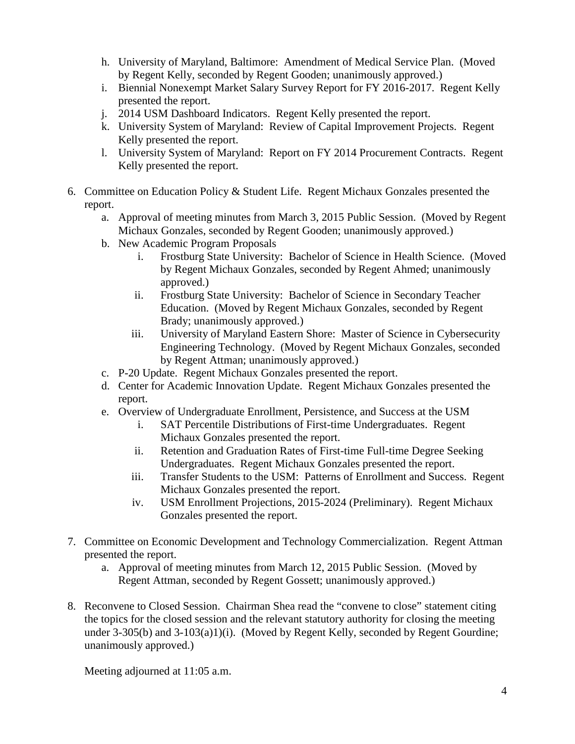h. University of Maryland, Baltimore: Amendment of Medical Service Plan. (Moved by Regent Kelly, seconded by Regent Gooden; unanimously approved.)
i. Biennial Nonexempt Market Salary Survey Report for FY 2016-2017. Regent Kelly presented the report.
j. 2014 USM Dashboard Indicators. Regent Kelly presented the report.
k. University System of Maryland: Review of Capital Improvement Projects. Regent Kelly presented the report.
l. University System of Maryland: Report on FY 2014 Procurement Contracts. Regent Kelly presented the report.

6. Committee on Education Policy & Student Life. Regent Michaux Gonzales presented the report.
   a. Approval of meeting minutes from March 3, 2015 Public Session. (Moved by Regent Michaux Gonzales, seconded by Regent Gooden; unanimously approved.)
   b. New Academic Program Proposals
      i. Frostburg State University: Bachelor of Science in Health Science. (Moved by Regent Michaux Gonzales, seconded by Regent Ahmed; unanimously approved.)
      ii. Frostburg State University: Bachelor of Science in Secondary Teacher Education. (Moved by Regent Michaux Gonzales, seconded by Regent Brady; unanimously approved.)
      iii. University of Maryland Eastern Shore: Master of Science in Cybersecurity Engineering Technology. (Moved by Regent Michaux Gonzales, seconded by Regent Attman; unanimously approved.)
   c. P-20 Update. Regent Michaux Gonzales presented the report.
   d. Center for Academic Innovation Update. Regent Michaux Gonzales presented the report.
   e. Overview of Undergraduate Enrollment, Persistence, and Success at the USM
      i. SAT Percentile Distributions of First-time Undergraduates. Regent Michaux Gonzales presented the report.
      ii. Retention and Graduation Rates of First-time Full-time Degree Seeking Undergraduates. Regent Michaux Gonzales presented the report.
      iii. Transfer Students to the USM: Patterns of Enrollment and Success. Regent Michaux Gonzales presented the report.
      iv. USM Enrollment Projections, 2015-2024 (Preliminary). Regent Michaux Gonzales presented the report.

7. Committee on Economic Development and Technology Commercialization. Regent Attman presented the report.
   a. Approval of meeting minutes from March 12, 2015 Public Session. (Moved by Regent Attman, seconded by Regent Gossett; unanimously approved.)

8. Reconvene to Closed Session. Chairman Shea read the "convene to close" statement citing the topics for the closed session and the relevant statutory authority for closing the meeting under 3-305(b) and 3-103(a)1)(i). (Moved by Regent Kelly, seconded by Regent Gourdine; unanimously approved.)

   Meeting adjourned at 11:05 a.m.